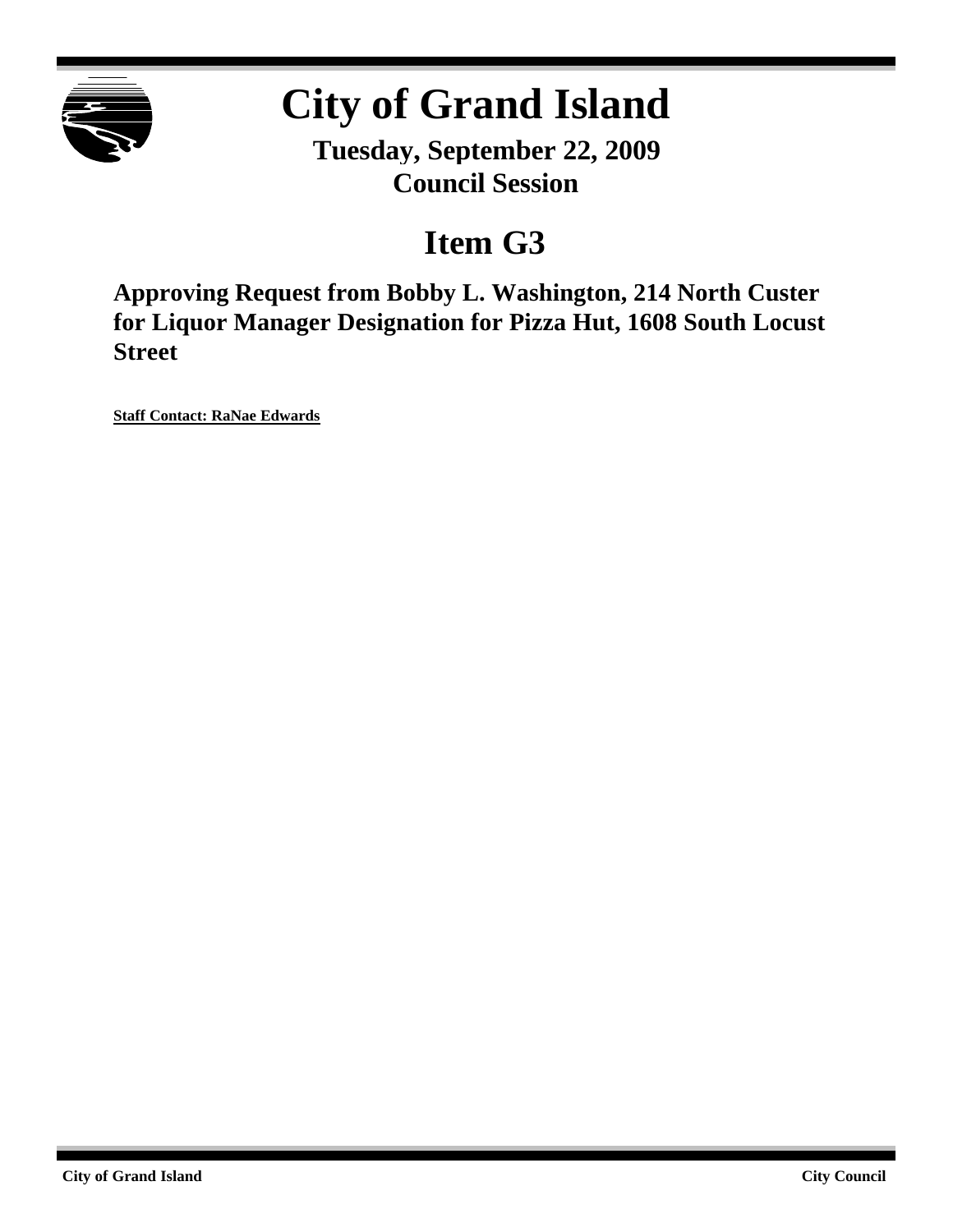# City of Grand Island

**Tuesday, September 22, 2009**
**Council Session**

## Item G3

### Approving Request from Bobby L. Washington, 214 North Custer for Liquor Manager Designation for Pizza Hut, 1608 South Locust Street

**Staff Contact: RaNae Edwards**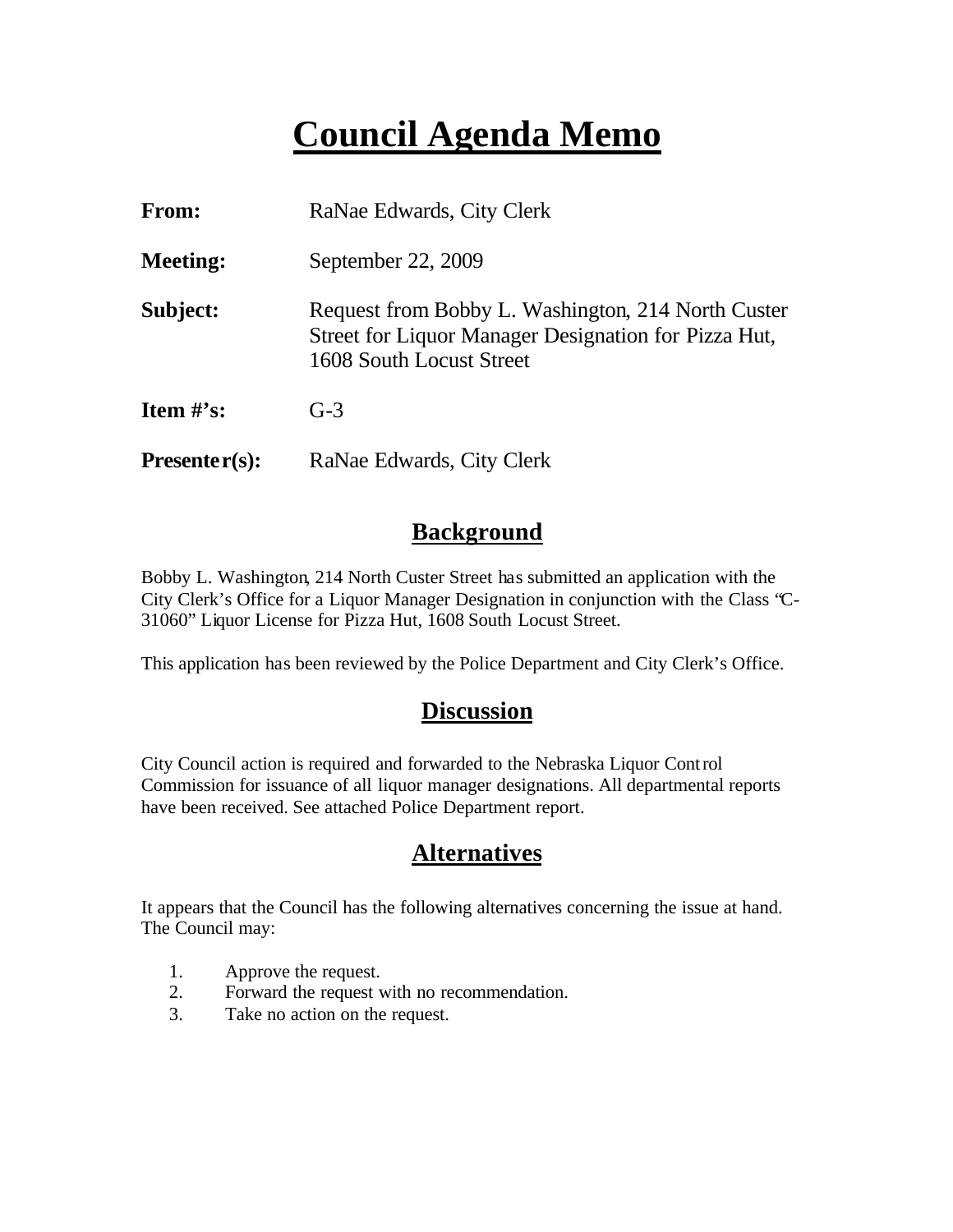# Council Agenda Memo

**From:** RaNae Edwards, City Clerk

**Meeting:** September 22, 2009

**Subject:** Request from Bobby L. Washington, 214 North Custer Street for Liquor Manager Designation for Pizza Hut, 1608 South Locust Street

**Item #'s:** G-3

**Presenter(s):** RaNae Edwards, City Clerk

## Background

Bobby L. Washington, 214 North Custer Street has submitted an application with the City Clerk's Office for a Liquor Manager Designation in conjunction with the Class "C-31060" Liquor License for Pizza Hut, 1608 South Locust Street.

This application has been reviewed by the Police Department and City Clerk's Office.

## Discussion

City Council action is required and forwarded to the Nebraska Liquor Control Commission for issuance of all liquor manager designations. All departmental reports have been received. See attached Police Department report.

## Alternatives

It appears that the Council has the following alternatives concerning the issue at hand. The Council may:

1. Approve the request.
2. Forward the request with no recommendation.
3. Take no action on the request.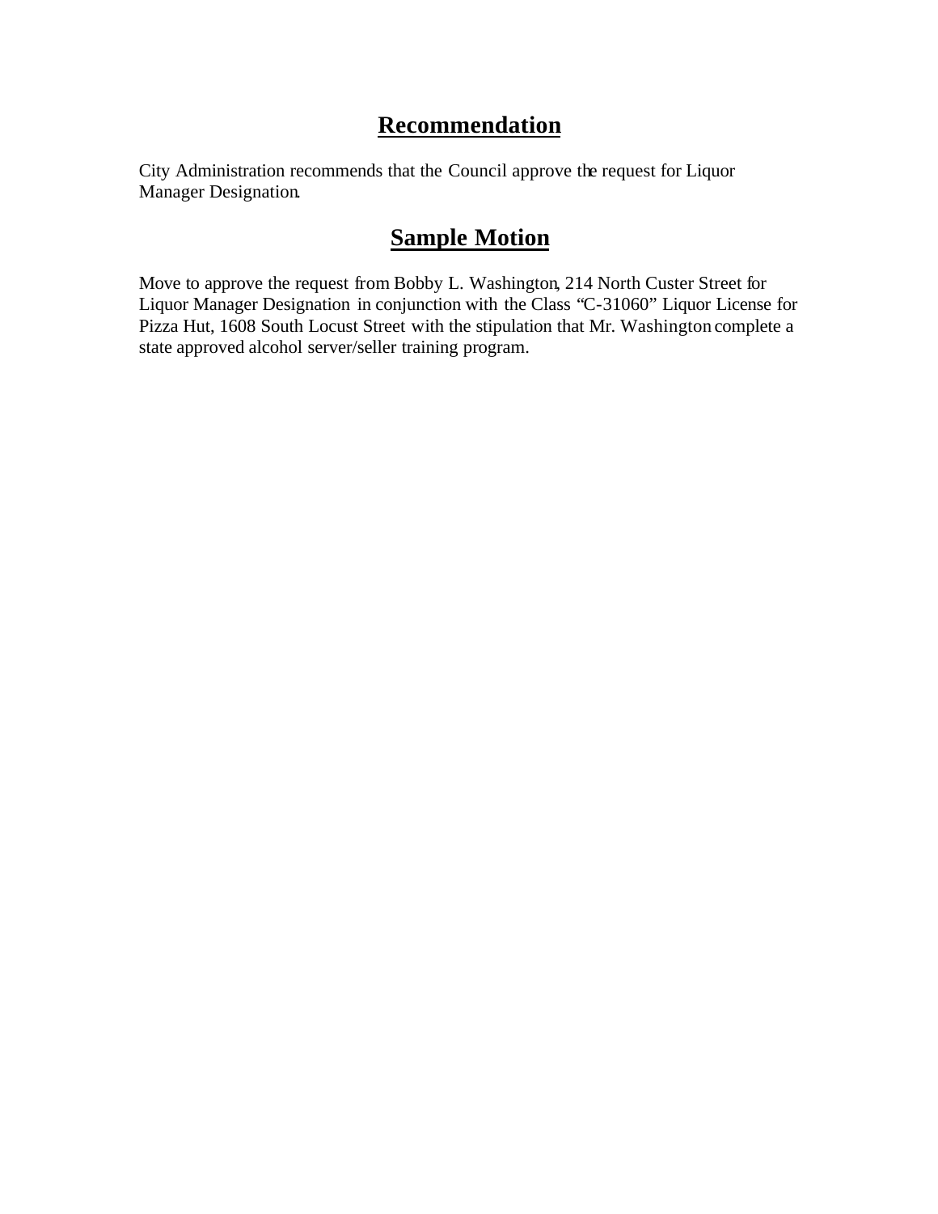## Recommendation

City Administration recommends that the Council approve the request for Liquor Manager Designation.

## Sample Motion

Move to approve the request from Bobby L. Washington, 214 North Custer Street for Liquor Manager Designation in conjunction with the Class "C-31060" Liquor License for Pizza Hut, 1608 South Locust Street with the stipulation that Mr. Washington complete a state approved alcohol server/seller training program.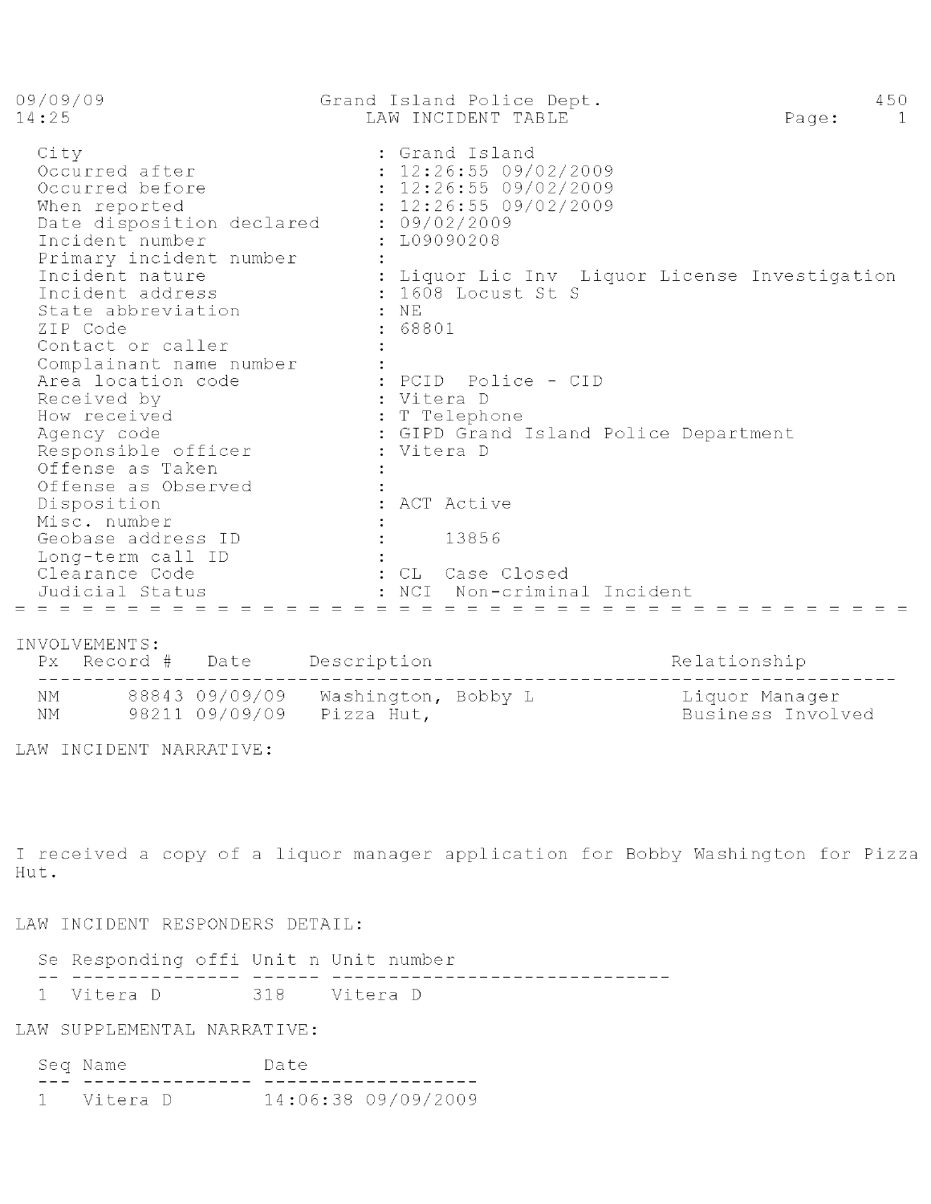09/09/09 Grand Island Police Dept. 450
14:25 LAW INCIDENT TABLE

| | |
|---|---|
| City | : Grand Island |
| Occurred after | : 12:26:55 09/02/2009 |
| Occurred before | : 12:26:55 09/02/2009 |
| When reported | : 12:26:55 09/02/2009 |
| Date disposition declared | : 09/02/2009 |
| Incident number | : L09090208 |
| Primary incident number | : |
| Incident nature | : Liquor Lic Inv Liquor License Investigation |
| Incident address | : 1608 Locust St S |
| State abbreviation | : NE |
| ZIP Code | : 68801 |
| Contact or caller | : |
| Complainant name number | : |
| Area location code | : PCID Police - CID |
| Received by | : Vitera D |
| How received | : T Telephone |
| Agency code | : GIPD Grand Island Police Department |
| Responsible officer | : Vitera D |
| Offense as Taken | : |
| Offense as Observed | : |
| Disposition | : ACT Active |
| Misc. number | : |
| Geobase address ID | : 13856 |
| Long-term call ID | : |
| Clearance Code | : CL Case Closed |
| Judicial Status | : NCI Non-criminal Incident |

INVOLVEMENTS:

| Px | Record # | Date | Description | Relationship |
|---|---|---|---|---|
| NM | 88843 | 09/09/09 | Washington, Bobby L | Liquor Manager |
| NM | 98211 | 09/09/09 | Pizza Hut, | Business Involved |

LAW INCIDENT NARRATIVE:

I received a copy of a liquor manager application for Bobby Washington for Pizza Hut.

LAW INCIDENT RESPONDERS DETAIL:

| Se | Responding offi | Unit n | Unit number |
|---|---|---|---|
| 1 | Vitera D | 318 | Vitera D |

LAW SUPPLEMENTAL NARRATIVE:

| Seq | Name | Date |
|---|---|---|
| 1 | Vitera D | 14:06:38 09/09/2009 |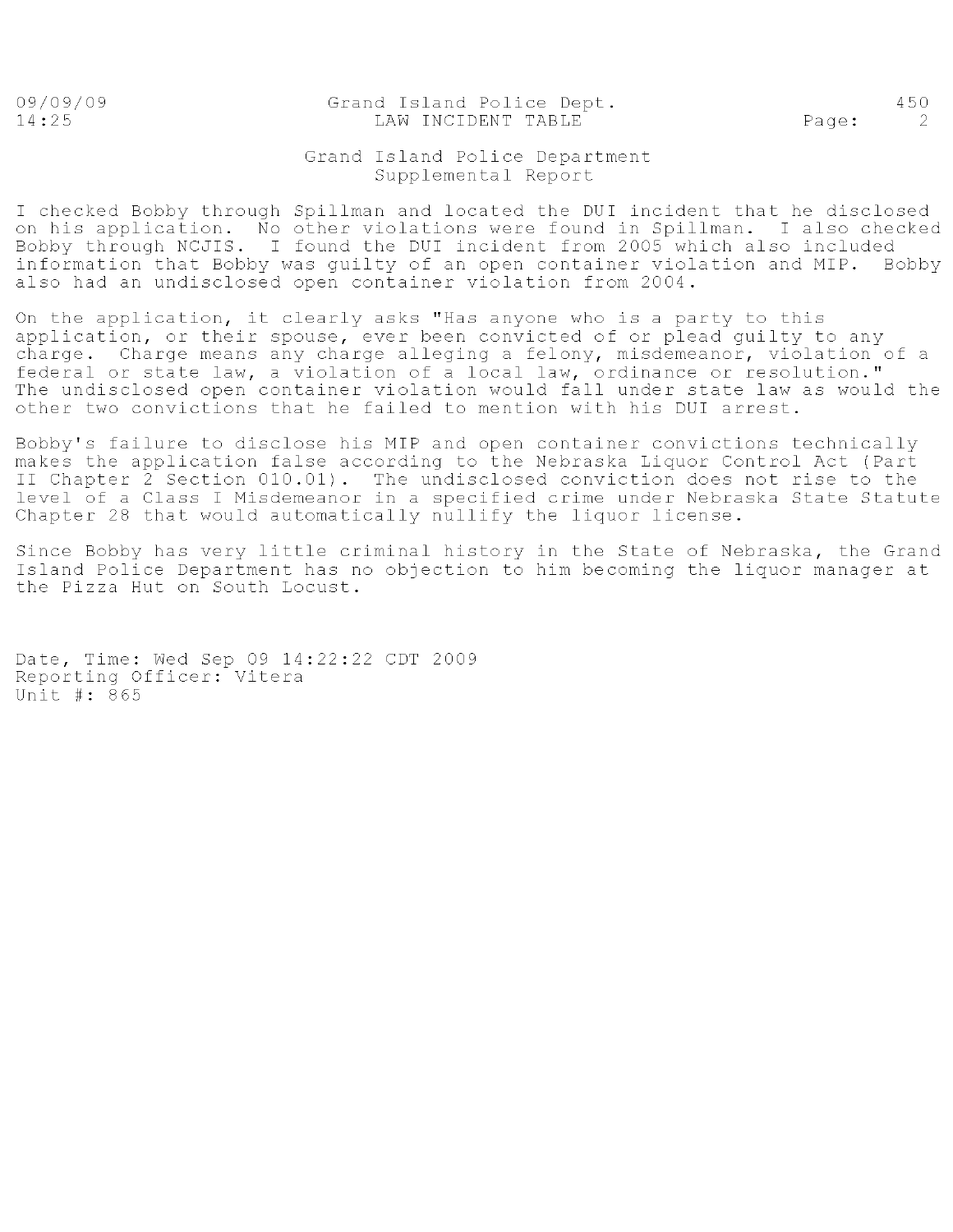# Grand Island Police Department
## Supplemental Report

I checked Bobby through Spillman and located the DUI incident that he disclosed on his application. No other violations were found in Spillman. I also checked Bobby through NCJIS. I found the DUI incident from 2005 which also included information that Bobby was guilty of an open container violation and MIP. Bobby also had an undisclosed open container violation from 2004.

On the application, it clearly asks "Has anyone who is a party to this application, or their spouse, ever been convicted of or plead guilty to any charge. Charge means any charge alleging a felony, misdemeanor, violation of a federal or state law, a violation of a local law, ordinance or resolution." The undisclosed open container violation would fall under state law as would the other two convictions that he failed to mention with his DUI arrest.

Bobby's failure to disclose his MIP and open container convictions technically makes the application false according to the Nebraska Liquor Control Act (Part II Chapter 2 Section 010.01). The undisclosed conviction does not rise to the level of a Class I Misdemeanor in a specified crime under Nebraska State Statute Chapter 28 that would automatically nullify the liquor license.

Since Bobby has very little criminal history in the State of Nebraska, the Grand Island Police Department has no objection to him becoming the liquor manager at the Pizza Hut on South Locust.

Date, Time: Wed Sep 09 14:22:22 CDT 2009
Reporting Officer: Vitera
Unit #: 865